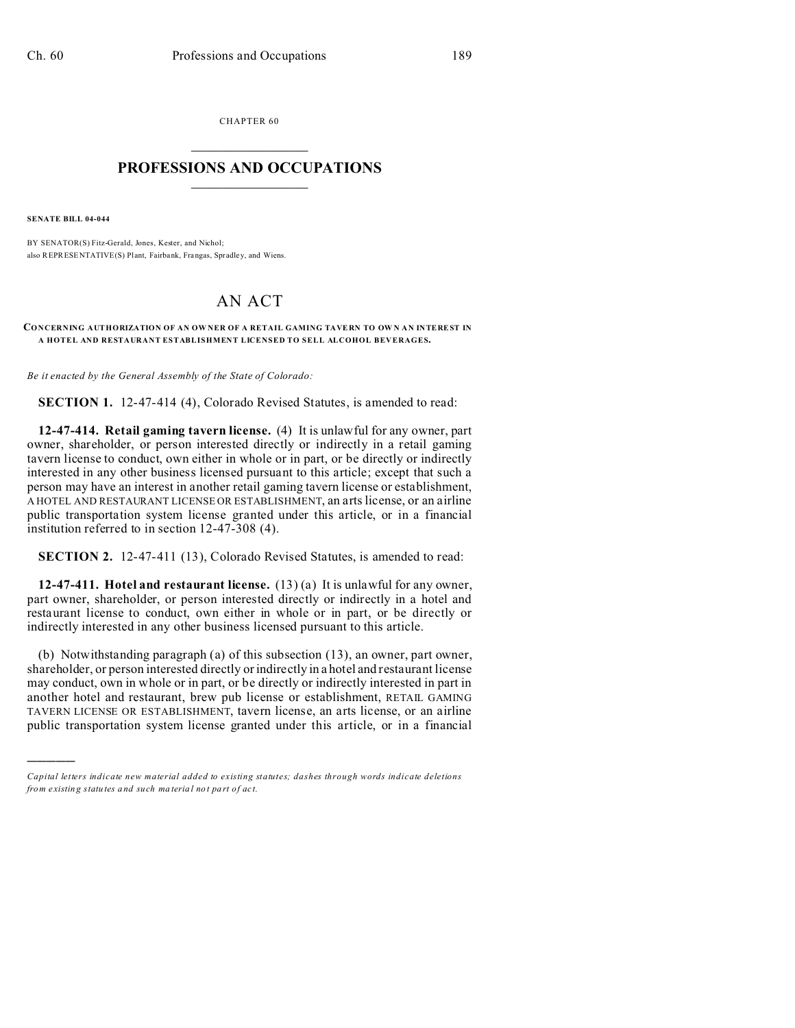CHAPTER 60

# PROFESSIONS AND OCCUPATIONS

**SENATE BILL 04-044**

BY SENATOR(S) Fitz-Gerald, Jones, Kester, and Nichol;
also REPRESENTATIVE(S) Plant, Fairbank, Frangas, Spradley, and Wiens.

# AN ACT

**CONCERNING AUTHORIZATION OF AN OWNER OF A RETAIL GAMING TAVERN TO OWN AN INTEREST IN A HOTEL AND RESTAURANT ESTABLISHMENT LICENSED TO SELL ALCOHOL BEVERAGES.**

*Be it enacted by the General Assembly of the State of Colorado:*

**SECTION 1.** 12-47-414 (4), Colorado Revised Statutes, is amended to read:

**12-47-414. Retail gaming tavern license.** (4) It is unlawful for any owner, part owner, shareholder, or person interested directly or indirectly in a retail gaming tavern license to conduct, own either in whole or in part, or be directly or indirectly interested in any other business licensed pursuant to this article; except that such a person may have an interest in another retail gaming tavern license or establishment, A HOTEL AND RESTAURANT LICENSE OR ESTABLISHMENT, an arts license, or an airline public transportation system license granted under this article, or in a financial institution referred to in section 12-47-308 (4).

**SECTION 2.** 12-47-411 (13), Colorado Revised Statutes, is amended to read:

**12-47-411. Hotel and restaurant license.** (13) (a) It is unlawful for any owner, part owner, shareholder, or person interested directly or indirectly in a hotel and restaurant license to conduct, own either in whole or in part, or be directly or indirectly interested in any other business licensed pursuant to this article.

(b) Notwithstanding paragraph (a) of this subsection (13), an owner, part owner, shareholder, or person interested directly or indirectly in a hotel and restaurant license may conduct, own in whole or in part, or be directly or indirectly interested in part in another hotel and restaurant, brew pub license or establishment, RETAIL GAMING TAVERN LICENSE OR ESTABLISHMENT, tavern license, an arts license, or an airline public transportation system license granted under this article, or in a financial

---

*Capital letters indicate new material added to existing statutes; dashes through words indicate deletions from existing statutes and such material not part of act.*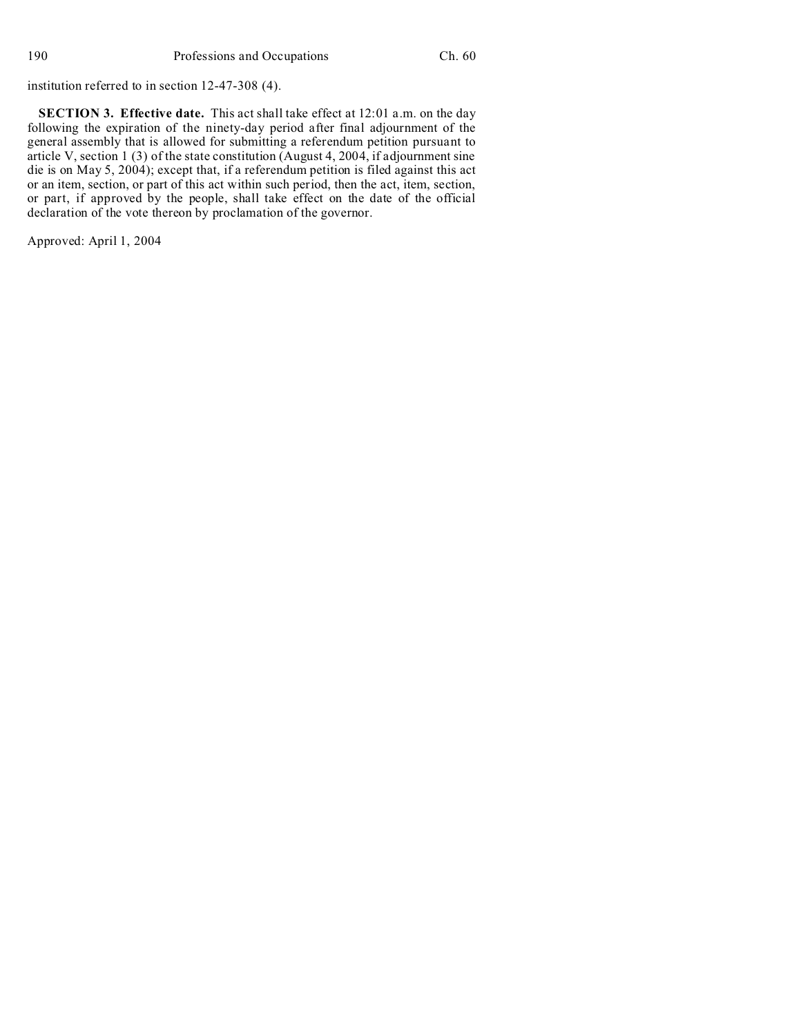institution referred to in section 12-47-308 (4).

**SECTION 3. Effective date.** This act shall take effect at 12:01 a.m. on the day following the expiration of the ninety-day period after final adjournment of the general assembly that is allowed for submitting a referendum petition pursuant to article V, section 1 (3) of the state constitution (August 4, 2004, if adjournment sine die is on May 5, 2004); except that, if a referendum petition is filed against this act or an item, section, or part of this act within such period, then the act, item, section, or part, if approved by the people, shall take effect on the date of the official declaration of the vote thereon by proclamation of the governor.

Approved: April 1, 2004